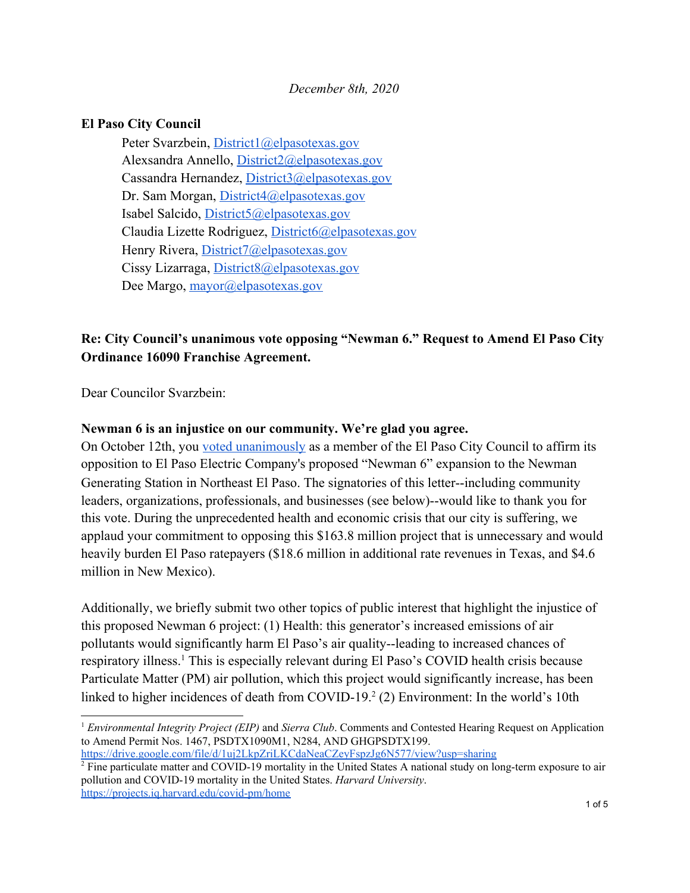*December 8th, 2020*

**El Paso City Council**

Peter Svarzbein, District1@elpasotexas.gov
Alexsandra Annello, District2@elpasotexas.gov
Cassandra Hernandez, District3@elpasotexas.gov
Dr. Sam Morgan, District4@elpasotexas.gov
Isabel Salcido, District5@elpasotexas.gov
Claudia Lizette Rodriguez, District6@elpasotexas.gov
Henry Rivera, District7@elpasotexas.gov
Cissy Lizarraga, District8@elpasotexas.gov
Dee Margo, mayor@elpasotexas.gov

**Re: City Council's unanimous vote opposing "Newman 6." Request to Amend El Paso City Ordinance 16090 Franchise Agreement.**

Dear Councilor Svarzbein:

**Newman 6 is an injustice on our community. We're glad you agree.**

On October 12th, you voted unanimously as a member of the El Paso City Council to affirm its opposition to El Paso Electric Company's proposed "Newman 6" expansion to the Newman Generating Station in Northeast El Paso. The signatories of this letter--including community leaders, organizations, professionals, and businesses (see below)--would like to thank you for this vote. During the unprecedented health and economic crisis that our city is suffering, we applaud your commitment to opposing this $163.8 million project that is unnecessary and would heavily burden El Paso ratepayers ($18.6 million in additional rate revenues in Texas, and $4.6 million in New Mexico).

Additionally, we briefly submit two other topics of public interest that highlight the injustice of this proposed Newman 6 project: (1) Health: this generator's increased emissions of air pollutants would significantly harm El Paso's air quality--leading to increased chances of respiratory illness.[1] This is especially relevant during El Paso's COVID health crisis because Particulate Matter (PM) air pollution, which this project would significantly increase, has been linked to higher incidences of death from COVID-19.[2] (2) Environment: In the world's 10th

---

[1] *Environmental Integrity Project (EIP)* and *Sierra Club*. Comments and Contested Hearing Request on Application to Amend Permit Nos. 1467, PSDTX1090M1, N284, AND GHGPSDTX199. https://drive.google.com/file/d/1uj2LkpZriLKCdaNeaCZeyFspzJg6N577/view?usp=sharing

[2] Fine particulate matter and COVID-19 mortality in the United States A national study on long-term exposure to air pollution and COVID-19 mortality in the United States. *Harvard University*. https://projects.iq.harvard.edu/covid-pm/home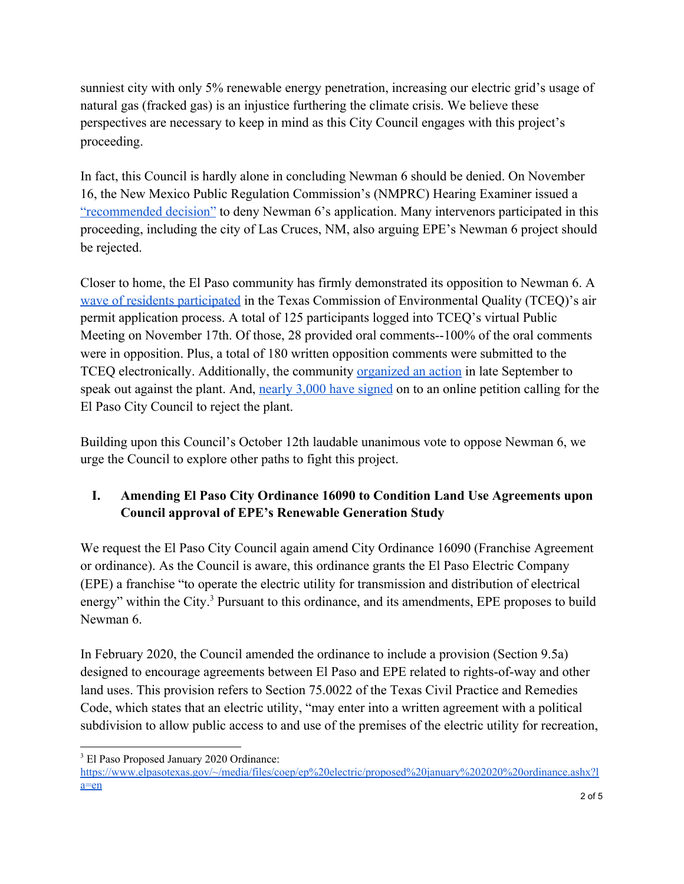sunniest city with only 5% renewable energy penetration, increasing our electric grid's usage of natural gas (fracked gas) is an injustice furthering the climate crisis. We believe these perspectives are necessary to keep in mind as this City Council engages with this project's proceeding.

In fact, this Council is hardly alone in concluding Newman 6 should be denied. On November 16, the New Mexico Public Regulation Commission's (NMPRC) Hearing Examiner issued a "recommended decision" to deny Newman 6's application. Many intervenors participated in this proceeding, including the city of Las Cruces, NM, also arguing EPE's Newman 6 project should be rejected.

Closer to home, the El Paso community has firmly demonstrated its opposition to Newman 6. A wave of residents participated in the Texas Commission of Environmental Quality (TCEQ)'s air permit application process. A total of 125 participants logged into TCEQ's virtual Public Meeting on November 17th. Of those, 28 provided oral comments--100% of the oral comments were in opposition. Plus, a total of 180 written opposition comments were submitted to the TCEQ electronically. Additionally, the community organized an action in late September to speak out against the plant. And, nearly 3,000 have signed on to an online petition calling for the El Paso City Council to reject the plant.

Building upon this Council's October 12th laudable unanimous vote to oppose Newman 6, we urge the Council to explore other paths to fight this project.

## I. Amending El Paso City Ordinance 16090 to Condition Land Use Agreements upon Council approval of EPE's Renewable Generation Study

We request the El Paso City Council again amend City Ordinance 16090 (Franchise Agreement or ordinance). As the Council is aware, this ordinance grants the El Paso Electric Company (EPE) a franchise "to operate the electric utility for transmission and distribution of electrical energy" within the City.[3] Pursuant to this ordinance, and its amendments, EPE proposes to build Newman 6.

In February 2020, the Council amended the ordinance to include a provision (Section 9.5a) designed to encourage agreements between El Paso and EPE related to rights-of-way and other land uses. This provision refers to Section 75.0022 of the Texas Civil Practice and Remedies Code, which states that an electric utility, "may enter into a written agreement with a political subdivision to allow public access to and use of the premises of the electric utility for recreation,

[3] El Paso Proposed January 2020 Ordinance: https://www.elpasotexas.gov/~/media/files/coep/ep%20electric/proposed%20january%202020%20ordinance.ashx?la=en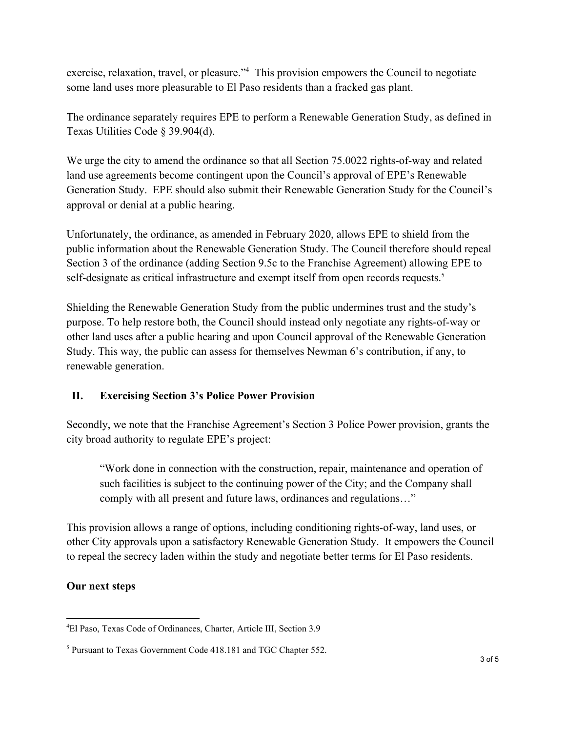exercise, relaxation, travel, or pleasure."[4] This provision empowers the Council to negotiate some land uses more pleasurable to El Paso residents than a fracked gas plant.

The ordinance separately requires EPE to perform a Renewable Generation Study, as defined in Texas Utilities Code § 39.904(d).

We urge the city to amend the ordinance so that all Section 75.0022 rights-of-way and related land use agreements become contingent upon the Council's approval of EPE's Renewable Generation Study. EPE should also submit their Renewable Generation Study for the Council's approval or denial at a public hearing.

Unfortunately, the ordinance, as amended in February 2020, allows EPE to shield from the public information about the Renewable Generation Study. The Council therefore should repeal Section 3 of the ordinance (adding Section 9.5c to the Franchise Agreement) allowing EPE to self-designate as critical infrastructure and exempt itself from open records requests.[5]

Shielding the Renewable Generation Study from the public undermines trust and the study's purpose. To help restore both, the Council should instead only negotiate any rights-of-way or other land uses after a public hearing and upon Council approval of the Renewable Generation Study. This way, the public can assess for themselves Newman 6's contribution, if any, to renewable generation.

## II. Exercising Section 3's Police Power Provision

Secondly, we note that the Franchise Agreement's Section 3 Police Power provision, grants the city broad authority to regulate EPE's project:

> "Work done in connection with the construction, repair, maintenance and operation of such facilities is subject to the continuing power of the City; and the Company shall comply with all present and future laws, ordinances and regulations…"

This provision allows a range of options, including conditioning rights-of-way, land uses, or other City approvals upon a satisfactory Renewable Generation Study. It empowers the Council to repeal the secrecy laden within the study and negotiate better terms for El Paso residents.

**Our next steps**

---

[4] El Paso, Texas Code of Ordinances, Charter, Article III, Section 3.9

[5] Pursuant to Texas Government Code 418.181 and TGC Chapter 552.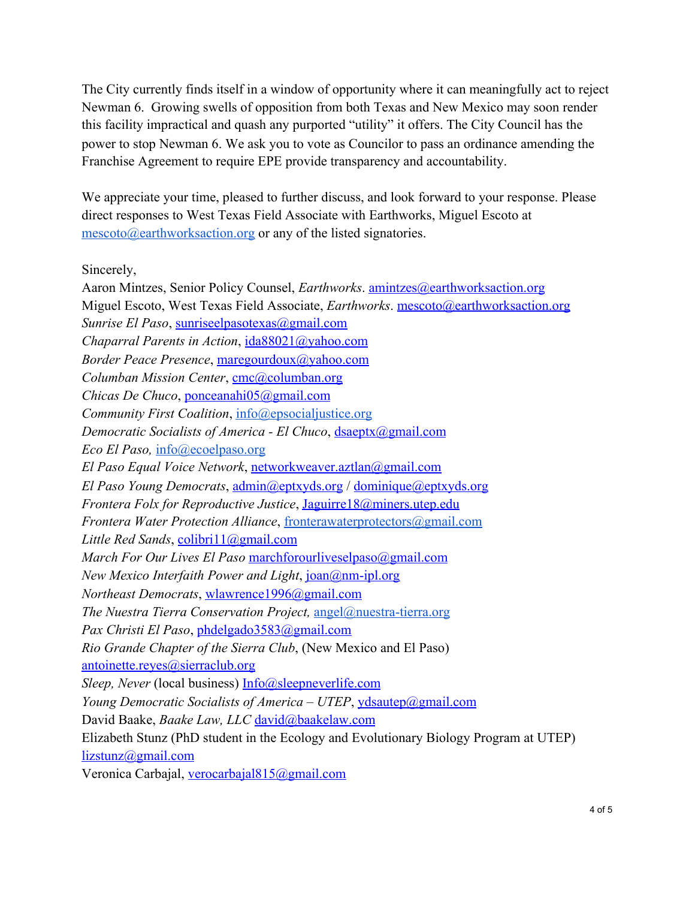The City currently finds itself in a window of opportunity where it can meaningfully act to reject Newman 6. Growing swells of opposition from both Texas and New Mexico may soon render this facility impractical and quash any purported "utility" it offers. The City Council has the power to stop Newman 6. We ask you to vote as Councilor to pass an ordinance amending the Franchise Agreement to require EPE provide transparency and accountability.

We appreciate your time, pleased to further discuss, and look forward to your response. Please direct responses to West Texas Field Associate with Earthworks, Miguel Escoto at mescoto@earthworksaction.org or any of the listed signatories.

Sincerely,
Aaron Mintzes, Senior Policy Counsel, *Earthworks*. amintzes@earthworksaction.org
Miguel Escoto, West Texas Field Associate, *Earthworks*. mescoto@earthworksaction.org
*Sunrise El Paso*, sunriseelpasotexas@gmail.com
*Chaparral Parents in Action*, ida88021@yahoo.com
*Border Peace Presence*, maregourdoux@yahoo.com
*Columban Mission Center*, cmc@columban.org
*Chicas De Chuco*, ponceanahi05@gmail.com
*Community First Coalition*, info@epsocialjustice.org
*Democratic Socialists of America - El Chuco*, dsaeptx@gmail.com
*Eco El Paso,* info@ecoelpaso.org
*El Paso Equal Voice Network*, networkweaver.aztlan@gmail.com
*El Paso Young Democrats*, admin@eptxyds.org / dominique@eptxyds.org
*Frontera Folx for Reproductive Justice*, Jaguirre18@miners.utep.edu
*Frontera Water Protection Alliance*, fronterawaterprotectors@gmail.com
*Little Red Sands*, colibri11@gmail.com
*March For Our Lives El Paso* marchforourliveselpaso@gmail.com
*New Mexico Interfaith Power and Light*, joan@nm-ipl.org
*Northeast Democrats*, wlawrence1996@gmail.com
*The Nuestra Tierra Conservation Project,* angel@nuestra-tierra.org
*Pax Christi El Paso*, phdelgado3583@gmail.com
*Rio Grande Chapter of the Sierra Club*, (New Mexico and El Paso) antoinette.reyes@sierraclub.org
*Sleep, Never* (local business) Info@sleepneverlife.com
*Young Democratic Socialists of America – UTEP*, ydsautep@gmail.com
David Baake, *Baake Law, LLC* david@baakelaw.com
Elizabeth Stunz (PhD student in the Ecology and Evolutionary Biology Program at UTEP) lizstunz@gmail.com
Veronica Carbajal, verocarbajal815@gmail.com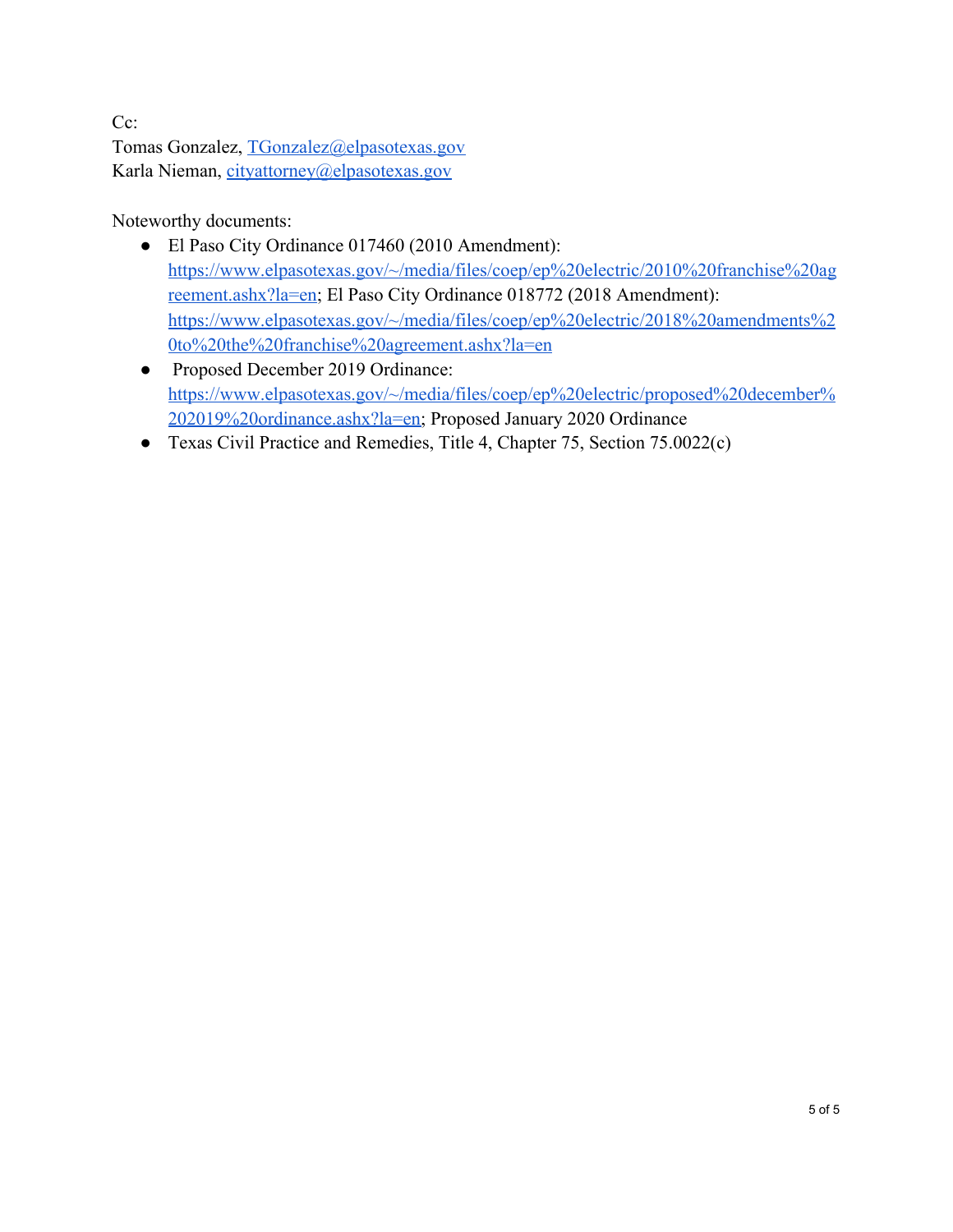Cc:
Tomas Gonzalez, TGonzalez@elpasotexas.gov
Karla Nieman, cityattorney@elpasotexas.gov

Noteworthy documents:

- El Paso City Ordinance 017460 (2010 Amendment): https://www.elpasotexas.gov/~/media/files/coep/ep%20electric/2010%20franchise%20agreement.ashx?la=en; El Paso City Ordinance 018772 (2018 Amendment): https://www.elpasotexas.gov/~/media/files/coep/ep%20electric/2018%20amendments%20to%20the%20franchise%20agreement.ashx?la=en
- Proposed December 2019 Ordinance: https://www.elpasotexas.gov/~/media/files/coep/ep%20electric/proposed%20december%202019%20ordinance.ashx?la=en; Proposed January 2020 Ordinance
- Texas Civil Practice and Remedies, Title 4, Chapter 75, Section 75.0022(c)